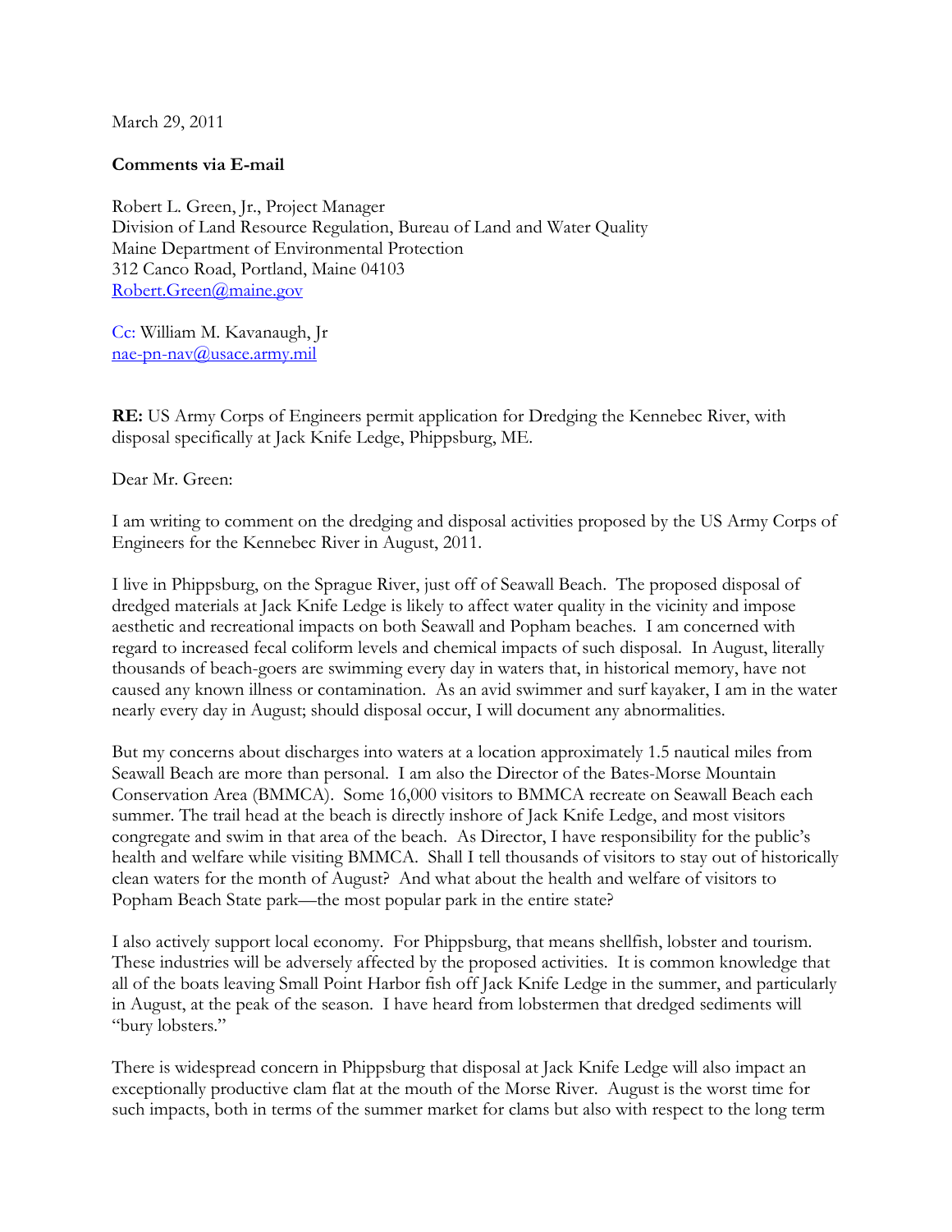March 29, 2011

**Comments via E-mail**

Robert L. Green, Jr., Project Manager
Division of Land Resource Regulation, Bureau of Land and Water Quality
Maine Department of Environmental Protection
312 Canco Road, Portland, Maine 04103
Robert.Green@maine.gov

Cc: William M. Kavanaugh, Jr
nae-pn-nav@usace.army.mil

**RE:** US Army Corps of Engineers permit application for Dredging the Kennebec River, with disposal specifically at Jack Knife Ledge, Phippsburg, ME.

Dear Mr. Green:

I am writing to comment on the dredging and disposal activities proposed by the US Army Corps of Engineers for the Kennebec River in August, 2011.

I live in Phippsburg, on the Sprague River, just off of Seawall Beach. The proposed disposal of dredged materials at Jack Knife Ledge is likely to affect water quality in the vicinity and impose aesthetic and recreational impacts on both Seawall and Popham beaches. I am concerned with regard to increased fecal coliform levels and chemical impacts of such disposal. In August, literally thousands of beach-goers are swimming every day in waters that, in historical memory, have not caused any known illness or contamination. As an avid swimmer and surf kayaker, I am in the water nearly every day in August; should disposal occur, I will document any abnormalities.

But my concerns about discharges into waters at a location approximately 1.5 nautical miles from Seawall Beach are more than personal. I am also the Director of the Bates-Morse Mountain Conservation Area (BMMCA). Some 16,000 visitors to BMMCA recreate on Seawall Beach each summer. The trail head at the beach is directly inshore of Jack Knife Ledge, and most visitors congregate and swim in that area of the beach. As Director, I have responsibility for the public's health and welfare while visiting BMMCA. Shall I tell thousands of visitors to stay out of historically clean waters for the month of August? And what about the health and welfare of visitors to Popham Beach State park—the most popular park in the entire state?

I also actively support local economy. For Phippsburg, that means shellfish, lobster and tourism. These industries will be adversely affected by the proposed activities. It is common knowledge that all of the boats leaving Small Point Harbor fish off Jack Knife Ledge in the summer, and particularly in August, at the peak of the season. I have heard from lobstermen that dredged sediments will "bury lobsters."

There is widespread concern in Phippsburg that disposal at Jack Knife Ledge will also impact an exceptionally productive clam flat at the mouth of the Morse River. August is the worst time for such impacts, both in terms of the summer market for clams but also with respect to the long term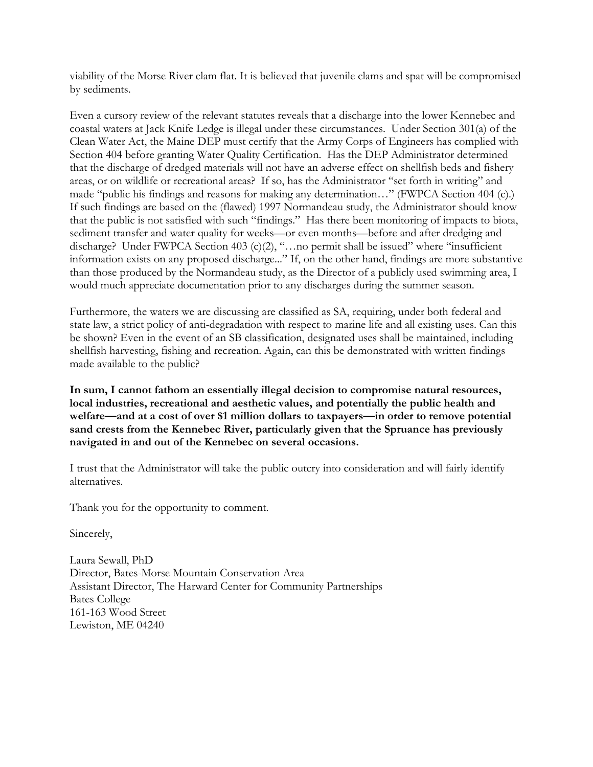viability of the Morse River clam flat. It is believed that juvenile clams and spat will be compromised by sediments.

Even a cursory review of the relevant statutes reveals that a discharge into the lower Kennebec and coastal waters at Jack Knife Ledge is illegal under these circumstances. Under Section 301(a) of the Clean Water Act, the Maine DEP must certify that the Army Corps of Engineers has complied with Section 404 before granting Water Quality Certification. Has the DEP Administrator determined that the discharge of dredged materials will not have an adverse effect on shellfish beds and fishery areas, or on wildlife or recreational areas? If so, has the Administrator "set forth in writing" and made "public his findings and reasons for making any determination…" (FWPCA Section 404 (c).) If such findings are based on the (flawed) 1997 Normandeau study, the Administrator should know that the public is not satisfied with such "findings." Has there been monitoring of impacts to biota, sediment transfer and water quality for weeks—or even months—before and after dredging and discharge? Under FWPCA Section 403 (c)(2), "…no permit shall be issued" where "insufficient information exists on any proposed discharge..." If, on the other hand, findings are more substantive than those produced by the Normandeau study, as the Director of a publicly used swimming area, I would much appreciate documentation prior to any discharges during the summer season.

Furthermore, the waters we are discussing are classified as SA, requiring, under both federal and state law, a strict policy of anti-degradation with respect to marine life and all existing uses. Can this be shown? Even in the event of an SB classification, designated uses shall be maintained, including shellfish harvesting, fishing and recreation. Again, can this be demonstrated with written findings made available to the public?

**In sum, I cannot fathom an essentially illegal decision to compromise natural resources, local industries, recreational and aesthetic values, and potentially the public health and welfare—and at a cost of over $1 million dollars to taxpayers—in order to remove potential sand crests from the Kennebec River, particularly given that the Spruance has previously navigated in and out of the Kennebec on several occasions.**

I trust that the Administrator will take the public outcry into consideration and will fairly identify alternatives.

Thank you for the opportunity to comment.

Sincerely,

Laura Sewall, PhD
Director, Bates-Morse Mountain Conservation Area
Assistant Director, The Harward Center for Community Partnerships
Bates College
161-163 Wood Street
Lewiston, ME 04240